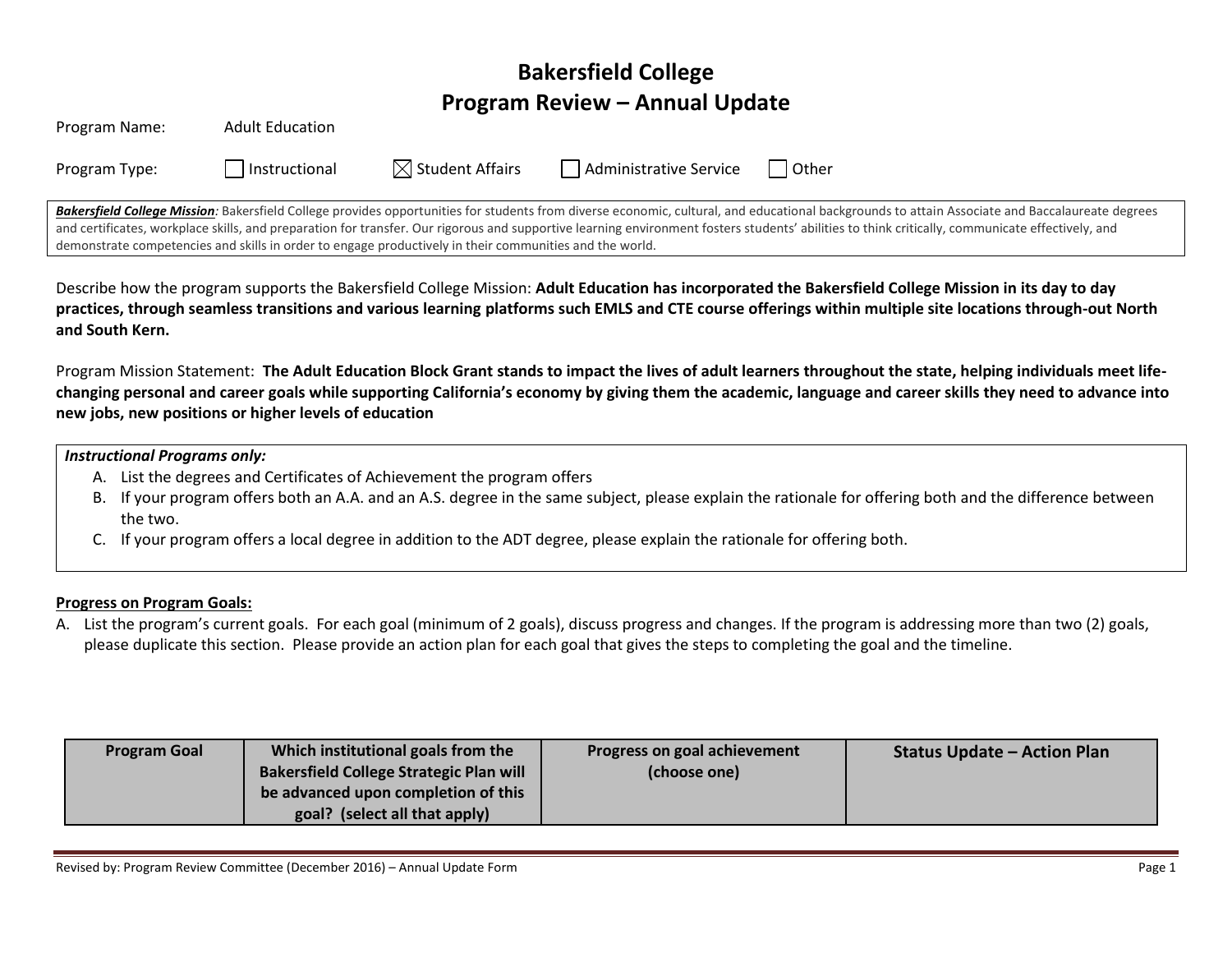# Bakersfield College
# Program Review – Annual Update

Program Name: Adult Education

Program Type: ☐ Instructional ☒ Student Affairs ☐ Administrative Service ☐ Other

***Bakersfield College Mission***: Bakersfield College provides opportunities for students from diverse economic, cultural, and educational backgrounds to attain Associate and Baccalaureate degrees and certificates, workplace skills, and preparation for transfer. Our rigorous and supportive learning environment fosters students' abilities to think critically, communicate effectively, and demonstrate competencies and skills in order to engage productively in their communities and the world.

Describe how the program supports the Bakersfield College Mission: **Adult Education has incorporated the Bakersfield College Mission in its day to day practices, through seamless transitions and various learning platforms such EMLS and CTE course offerings within multiple site locations through-out North and South Kern.**

Program Mission Statement: **The Adult Education Block Grant stands to impact the lives of adult learners throughout the state, helping individuals meet life-changing personal and career goals while supporting California's economy by giving them the academic, language and career skills they need to advance into new jobs, new positions or higher levels of education**

***Instructional Programs only:***

A. List the degrees and Certificates of Achievement the program offers
B. If your program offers both an A.A. and an A.S. degree in the same subject, please explain the rationale for offering both and the difference between the two.
C. If your program offers a local degree in addition to the ADT degree, please explain the rationale for offering both.

**<u>Progress on Program Goals:</u>**

A. List the program's current goals. For each goal (minimum of 2 goals), discuss progress and changes. If the program is addressing more than two (2) goals, please duplicate this section. Please provide an action plan for each goal that gives the steps to completing the goal and the timeline.

| Program Goal | Which institutional goals from the Bakersfield College Strategic Plan will be advanced upon completion of this goal? (select all that apply) | Progress on goal achievement (choose one) | Status Update – Action Plan |
|---|---|---|---|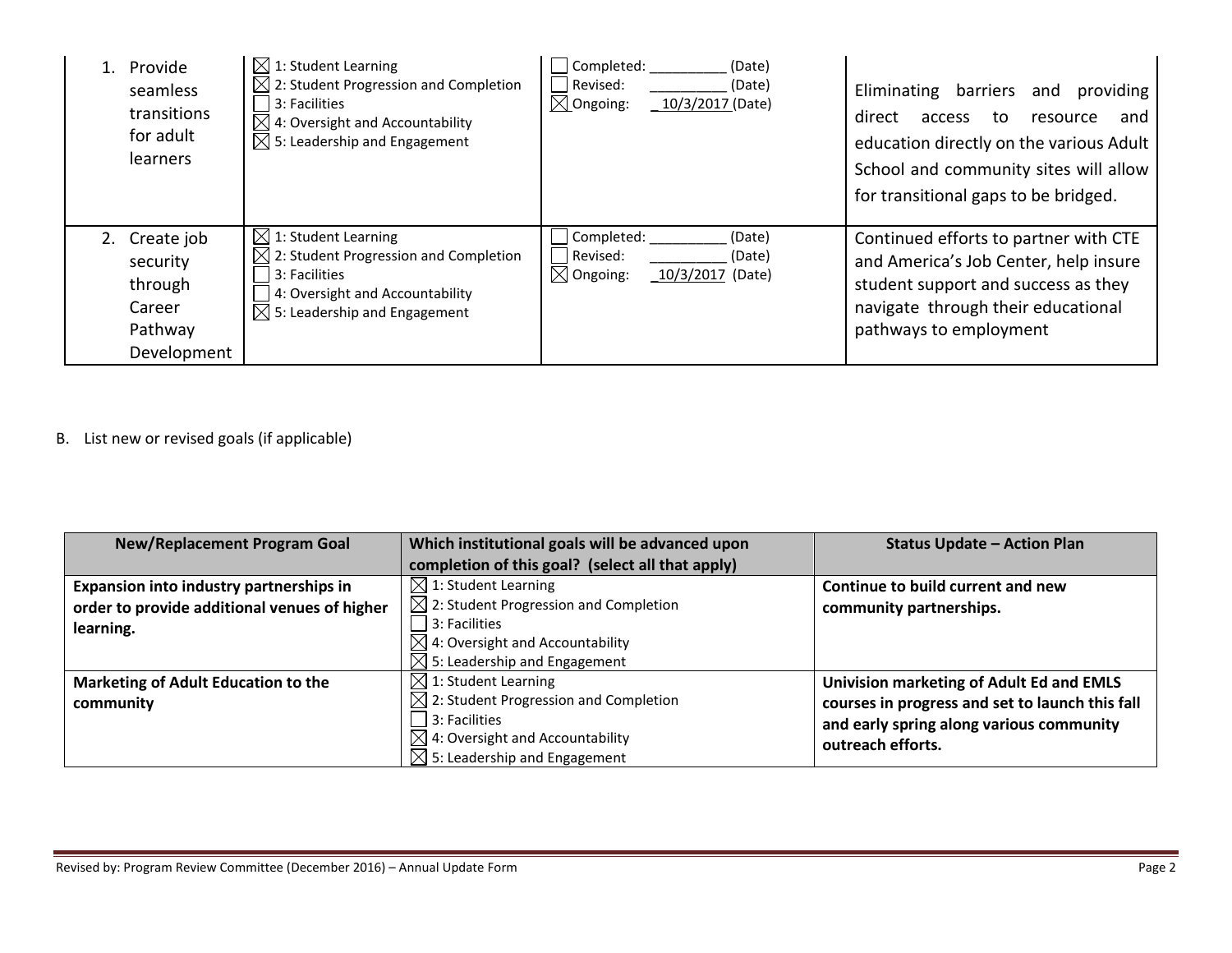| | | | |
|---|---|---|---|
| 1. Provide seamless transitions for adult learners | ☒ 1: Student Learning<br>☒ 2: Student Progression and Completion<br>☐ 3: Facilities<br>☒ 4: Oversight and Accountability<br>☒ 5: Leadership and Engagement | ☐ Completed: __________ (Date)<br>☐ Revised: __________ (Date)<br>☒ Ongoing: 10/3/2017 (Date) | Eliminating barriers and providing direct access to resource and education directly on the various Adult School and community sites will allow for transitional gaps to be bridged. |
| 2. Create job security through Career Pathway Development | ☒ 1: Student Learning<br>☒ 2: Student Progression and Completion<br>☐ 3: Facilities<br>☐ 4: Oversight and Accountability<br>☒ 5: Leadership and Engagement | ☐ Completed: __________ (Date)<br>☐ Revised: __________ (Date)<br>☒ Ongoing: 10/3/2017 (Date) | Continued efforts to partner with CTE and America's Job Center, help insure student support and success as they navigate through their educational pathways to employment |

B. List new or revised goals (if applicable)

| New/Replacement Program Goal | Which institutional goals will be advanced upon completion of this goal? (select all that apply) | Status Update – Action Plan |
|---|---|---|
| **Expansion into industry partnerships in order to provide additional venues of higher learning.** | ☒ 1: Student Learning<br>☒ 2: Student Progression and Completion<br>☐ 3: Facilities<br>☒ 4: Oversight and Accountability<br>☒ 5: Leadership and Engagement | **Continue to build current and new community partnerships.** |
| **Marketing of Adult Education to the community** | ☒ 1: Student Learning<br>☒ 2: Student Progression and Completion<br>☐ 3: Facilities<br>☒ 4: Oversight and Accountability<br>☒ 5: Leadership and Engagement | **Univision marketing of Adult Ed and EMLS courses in progress and set to launch this fall and early spring along various community outreach efforts.** |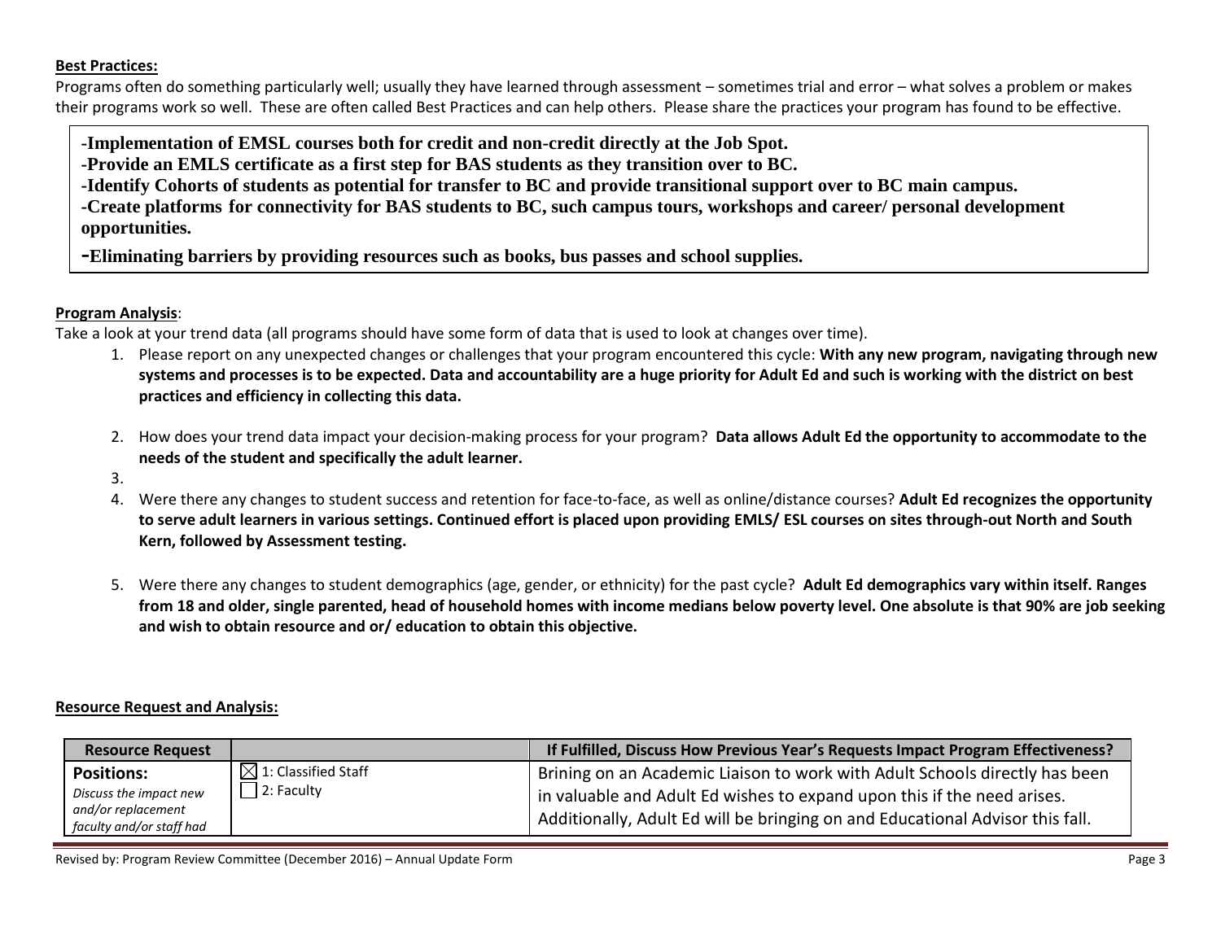**Best Practices:**

Programs often do something particularly well; usually they have learned through assessment – sometimes trial and error – what solves a problem or makes their programs work so well. These are often called Best Practices and can help others. Please share the practices your program has found to be effective.

**-Implementation of EMSL courses both for credit and non-credit directly at the Job Spot.**
**-Provide an EMLS certificate as a first step for BAS students as they transition over to BC.**
**-Identify Cohorts of students as potential for transfer to BC and provide transitional support over to BC main campus.**
**-Create platforms for connectivity for BAS students to BC, such campus tours, workshops and career/ personal development opportunities.**
**-Eliminating barriers by providing resources such as books, bus passes and school supplies.**

**Program Analysis**:

Take a look at your trend data (all programs should have some form of data that is used to look at changes over time).

1. Please report on any unexpected changes or challenges that your program encountered this cycle: **With any new program, navigating through new systems and processes is to be expected. Data and accountability are a huge priority for Adult Ed and such is working with the district on best practices and efficiency in collecting this data.**

2. How does your trend data impact your decision-making process for your program? **Data allows Adult Ed the opportunity to accommodate to the needs of the student and specifically the adult learner.**

3. 

4. Were there any changes to student success and retention for face-to-face, as well as online/distance courses? **Adult Ed recognizes the opportunity to serve adult learners in various settings. Continued effort is placed upon providing EMLS/ ESL courses on sites through-out North and South Kern, followed by Assessment testing.**

5. Were there any changes to student demographics (age, gender, or ethnicity) for the past cycle? **Adult Ed demographics vary within itself. Ranges from 18 and older, single parented, head of household homes with income medians below poverty level. One absolute is that 90% are job seeking and wish to obtain resource and or/ education to obtain this objective.**

**Resource Request and Analysis:**

| Resource Request | | If Fulfilled, Discuss How Previous Year's Requests Impact Program Effectiveness? |
|---|---|---|
| **Positions:** *Discuss the impact new and/or replacement faculty and/or staff had* | ☒ 1: Classified Staff ☐ 2: Faculty | Brining on an Academic Liaison to work with Adult Schools directly has been in valuable and Adult Ed wishes to expand upon this if the need arises. Additionally, Adult Ed will be bringing on and Educational Advisor this fall. |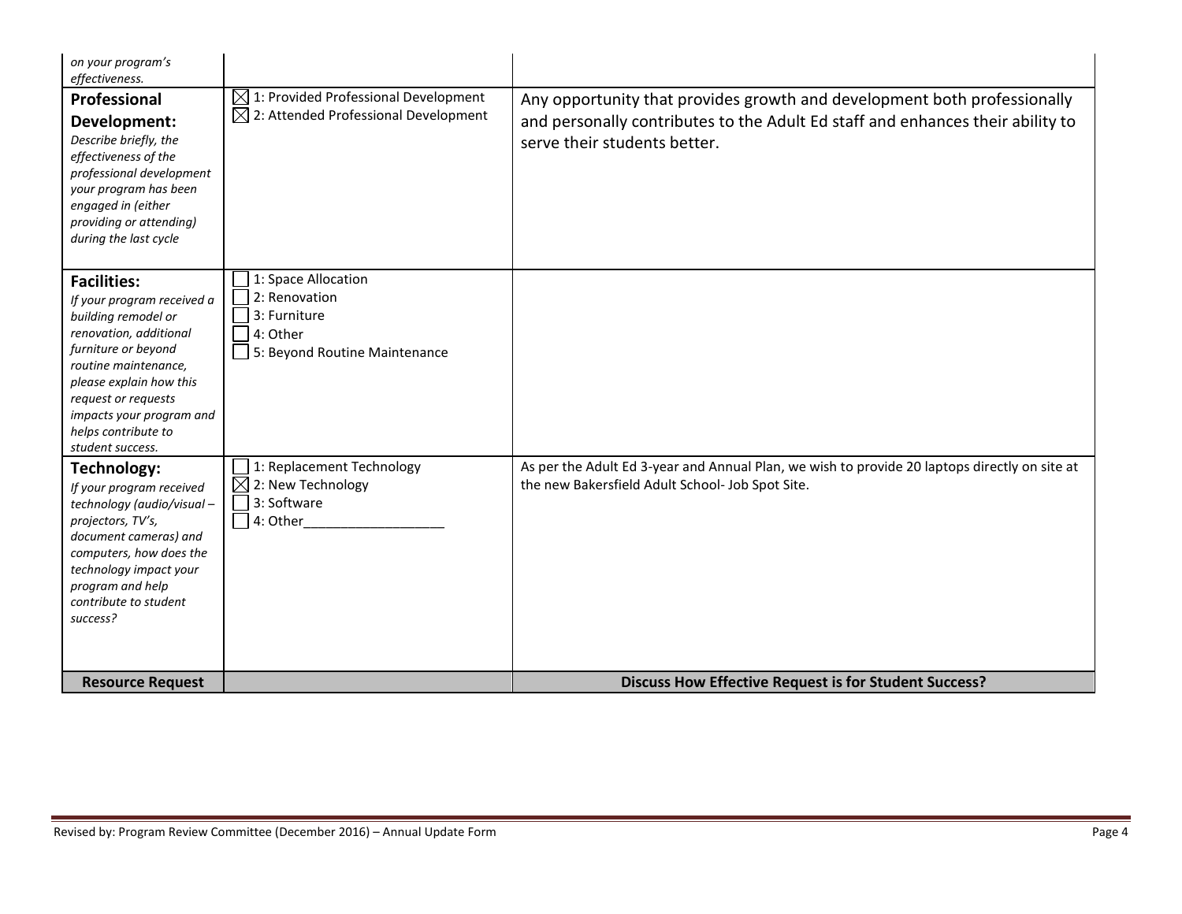| | | |
|---|---|---|
| *on your program's effectiveness.* | | |
| **Professional Development:** *Describe briefly, the effectiveness of the professional development your program has been engaged in (either providing or attending) during the last cycle* | ☒ 1: Provided Professional Development<br>☒ 2: Attended Professional Development | Any opportunity that provides growth and development both professionally and personally contributes to the Adult Ed staff and enhances their ability to serve their students better. |
| **Facilities:** *If your program received a building remodel or renovation, additional furniture or beyond routine maintenance, please explain how this request or requests impacts your program and helps contribute to student success.* | ☐ 1: Space Allocation<br>☐ 2: Renovation<br>☐ 3: Furniture<br>☐ 4: Other<br>☐ 5: Beyond Routine Maintenance | |
| **Technology:** *If your program received technology (audio/visual – projectors, TV's, document cameras) and computers, how does the technology impact your program and help contribute to student success?* | ☐ 1: Replacement Technology<br>☒ 2: New Technology<br>☐ 3: Software<br>☐ 4: Other___________________ | As per the Adult Ed 3-year and Annual Plan, we wish to provide 20 laptops directly on site at the new Bakersfield Adult School- Job Spot Site. |
| **Resource Request** | | **Discuss How Effective Request is for Student Success?** |

Revised by: Program Review Committee (December 2016) – Annual Update Form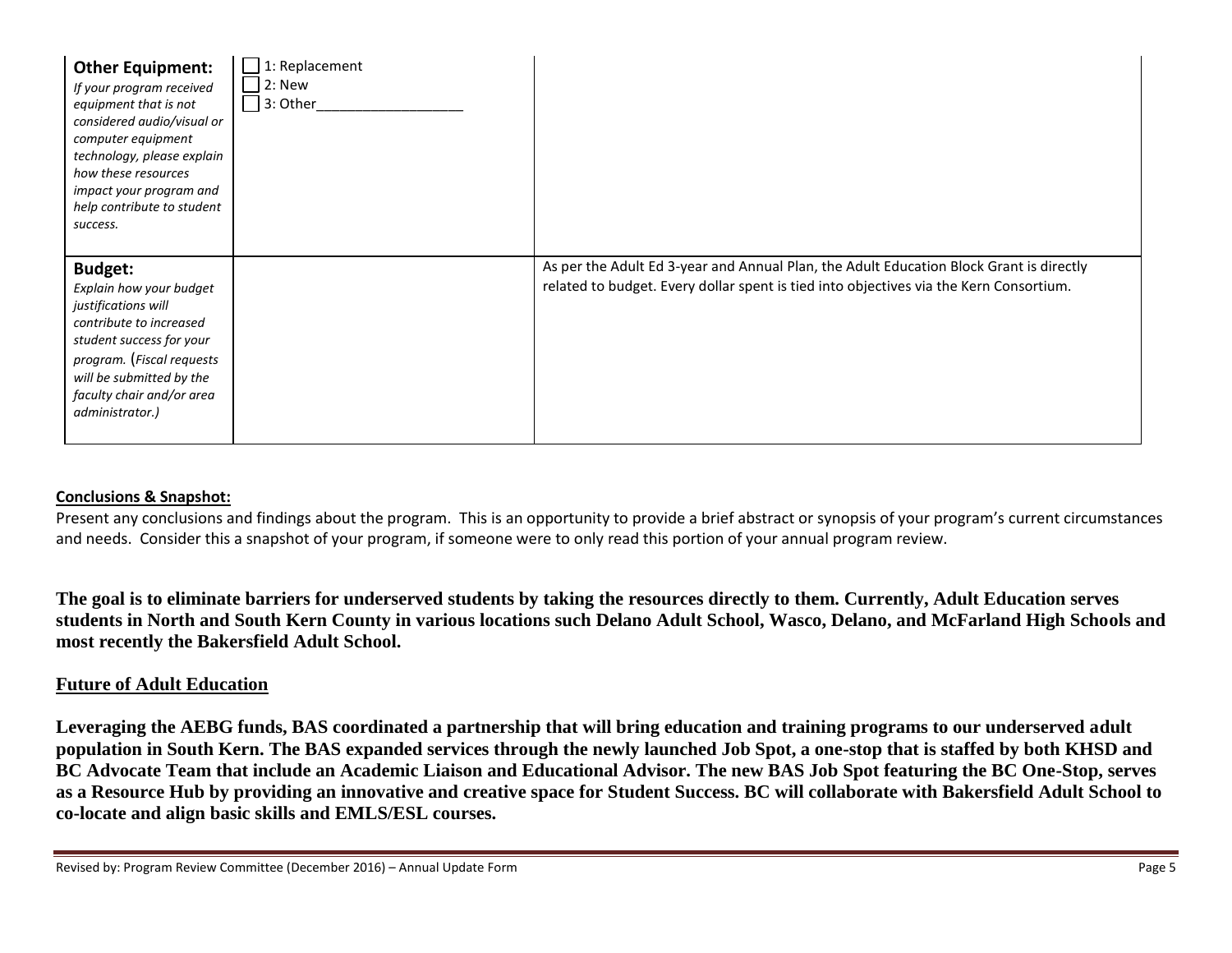| | | |
|---|---|---|
| **Other Equipment:**<br>*If your program received equipment that is not considered audio/visual or computer equipment technology, please explain how these resources impact your program and help contribute to student success.* | ☐ 1: Replacement<br>☐ 2: New<br>☐ 3: Other___________________ | |
| **Budget:**<br>*Explain how your budget justifications will contribute to increased student success for your program. (Fiscal requests will be submitted by the faculty chair and/or area administrator.)* | | As per the Adult Ed 3-year and Annual Plan, the Adult Education Block Grant is directly related to budget. Every dollar spent is tied into objectives via the Kern Consortium. |

**Conclusions & Snapshot:**

Present any conclusions and findings about the program. This is an opportunity to provide a brief abstract or synopsis of your program's current circumstances and needs. Consider this a snapshot of your program, if someone were to only read this portion of your annual program review.

**The goal is to eliminate barriers for underserved students by taking the resources directly to them. Currently, Adult Education serves students in North and South Kern County in various locations such Delano Adult School, Wasco, Delano, and McFarland High Schools and most recently the Bakersfield Adult School.**

## Future of Adult Education

**Leveraging the AEBG funds, BAS coordinated a partnership that will bring education and training programs to our underserved adult population in South Kern. The BAS expanded services through the newly launched Job Spot, a one-stop that is staffed by both KHSD and BC Advocate Team that include an Academic Liaison and Educational Advisor. The new BAS Job Spot featuring the BC One-Stop, serves as a Resource Hub by providing an innovative and creative space for Student Success. BC will collaborate with Bakersfield Adult School to co-locate and align basic skills and EMLS/ESL courses.**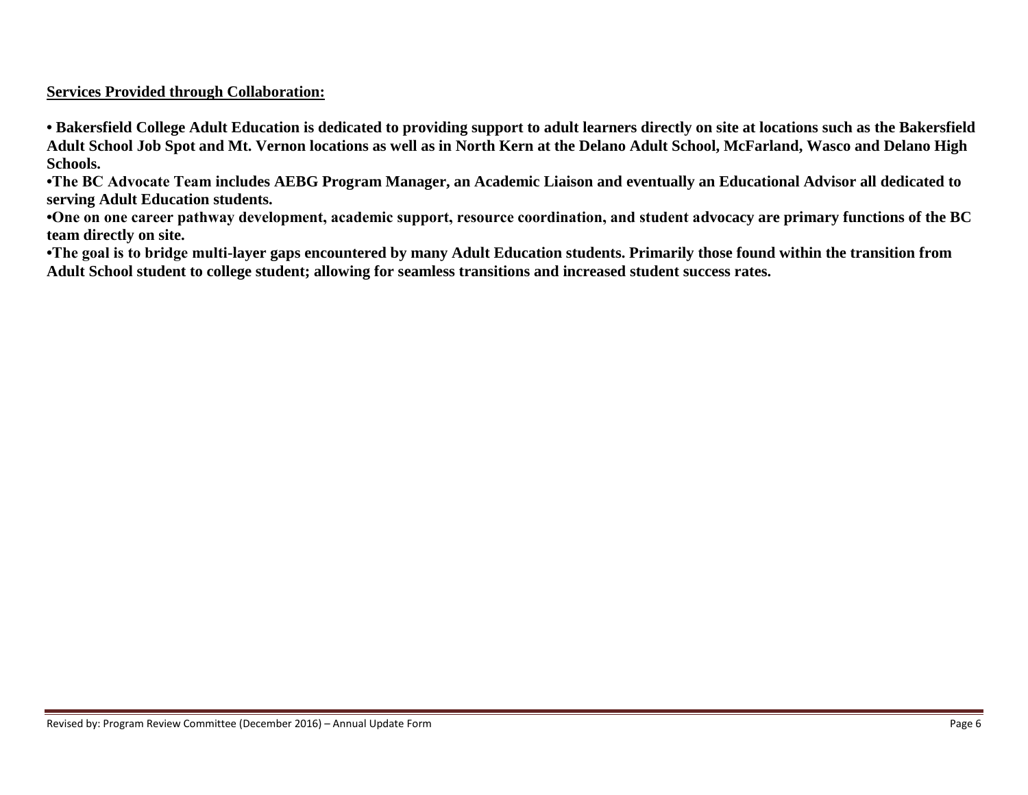**Services Provided through Collaboration:**

**• Bakersfield College Adult Education is dedicated to providing support to adult learners directly on site at locations such as the Bakersfield Adult School Job Spot and Mt. Vernon locations as well as in North Kern at the Delano Adult School, McFarland, Wasco and Delano High Schools.**

**•The BC Advocate Team includes AEBG Program Manager, an Academic Liaison and eventually an Educational Advisor all dedicated to serving Adult Education students.**

**•One on one career pathway development, academic support, resource coordination, and student advocacy are primary functions of the BC team directly on site.**

**•The goal is to bridge multi-layer gaps encountered by many Adult Education students. Primarily those found within the transition from Adult School student to college student; allowing for seamless transitions and increased student success rates.**